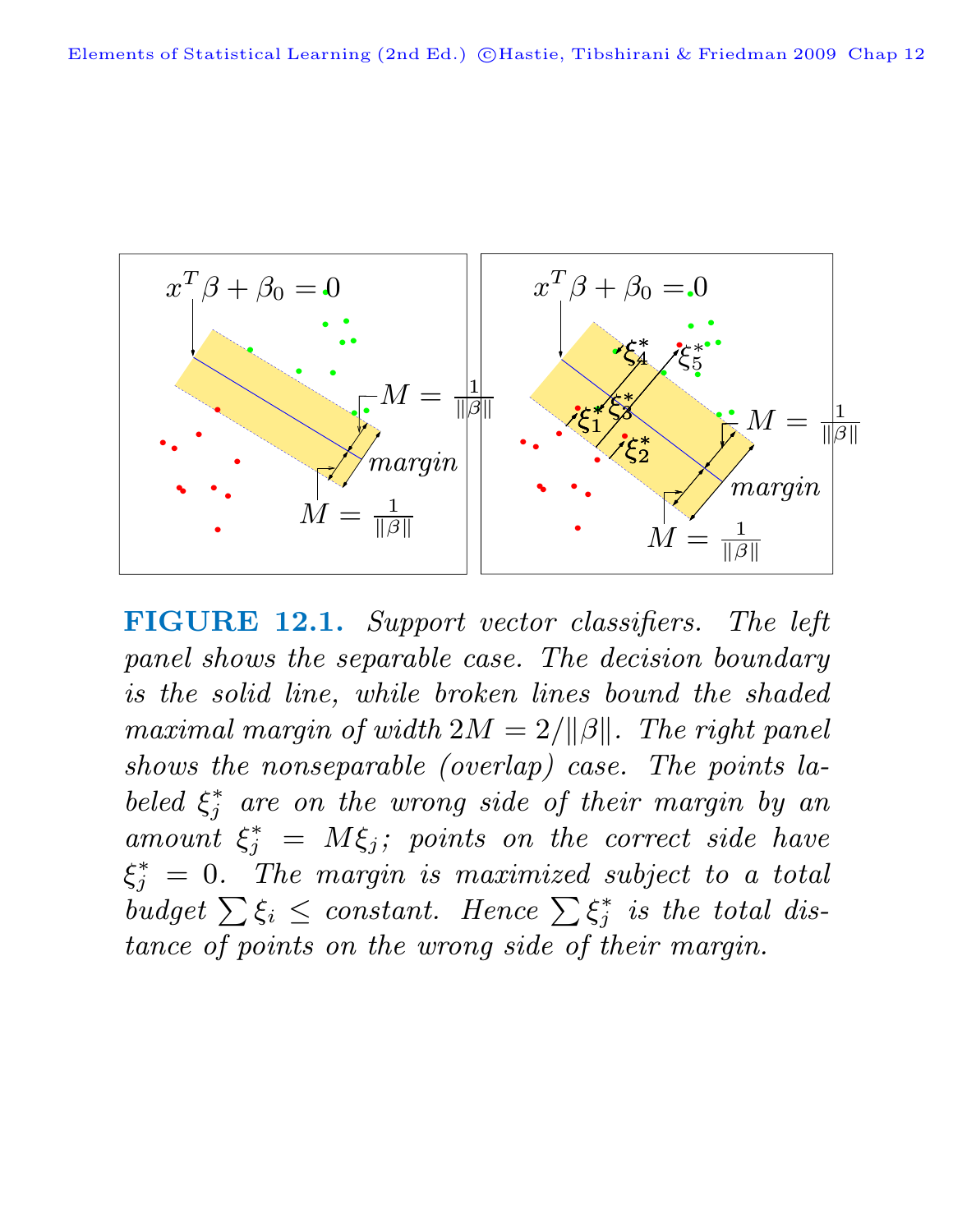**FIGURE 12.1.** *Support vector classifiers. The left panel shows the separable case. The decision boundary is the solid line, while broken lines bound the shaded maximal margin of width $2M = 2/\|\beta\|$. The right panel shows the nonseparable (overlap) case. The points labeled $\xi_j^*$ are on the wrong side of their margin by an amount $\xi_j^* = M\xi_j$; points on the correct side have $\xi_j^* = 0$. The margin is maximized subject to a total budget $\sum \xi_i \leq$ constant. Hence $\sum \xi_j^*$ is the total distance of points on the wrong side of their margin.*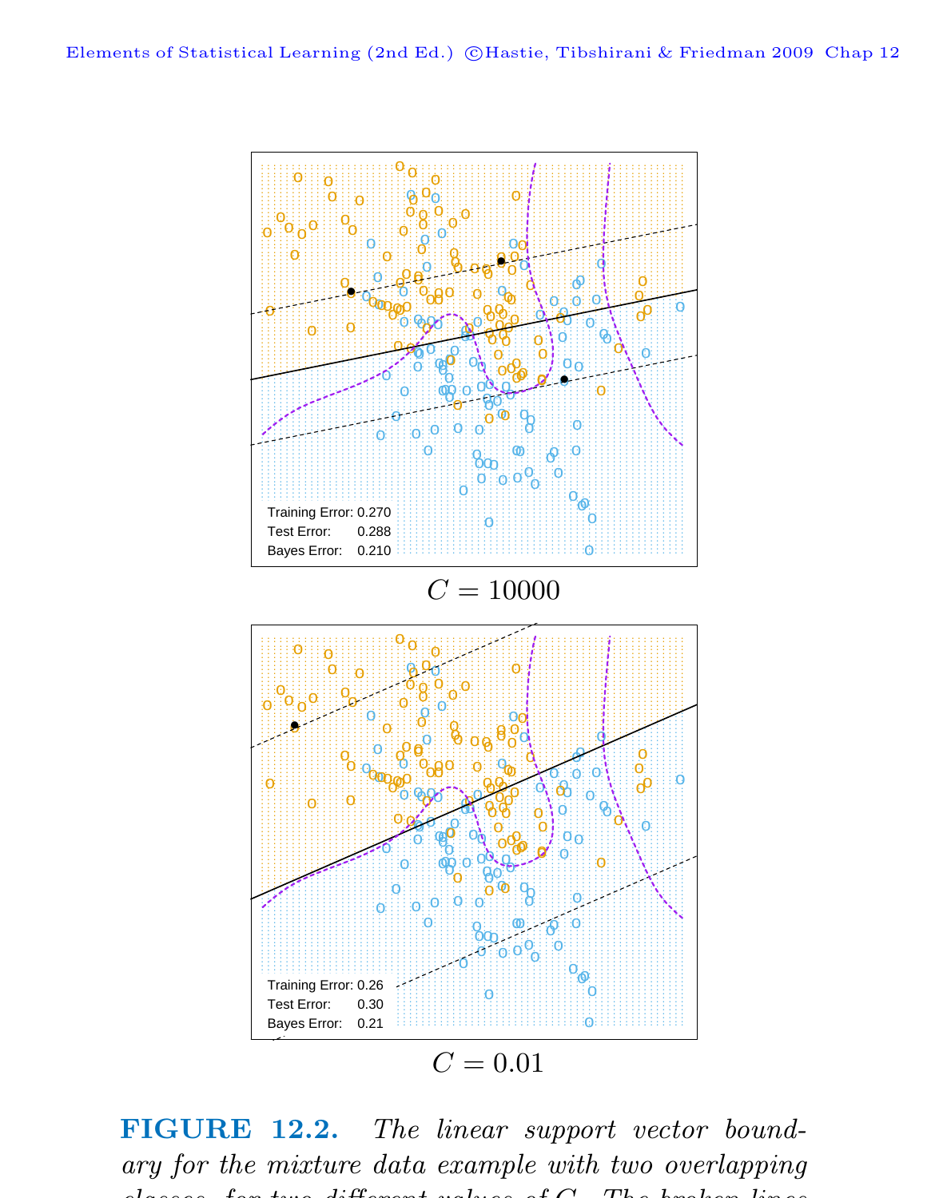Training Error: 0.270
Test Error: 0.288
Bayes Error: 0.210

$C = 10000$

Training Error: 0.26
Test Error: 0.30
Bayes Error: 0.21

$C = 0.01$

**FIGURE 12.2.** *The linear support vector boundary for the mixture data example with two overlapping classes, for two different values of C. The broken lines*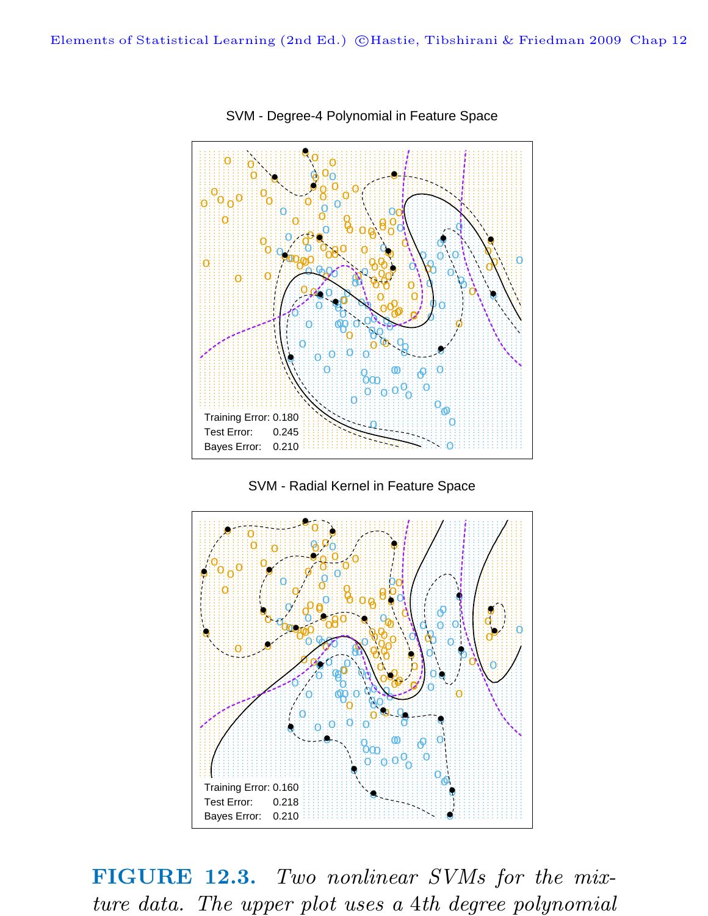SVM - Degree-4 Polynomial in Feature Space

Training Error: 0.180
Test Error: 0.245
Bayes Error: 0.210

SVM - Radial Kernel in Feature Space

Training Error: 0.160
Test Error: 0.218
Bayes Error: 0.210

**FIGURE 12.3.** *Two nonlinear SVMs for the mixture data. The upper plot uses a 4th degree polynomial*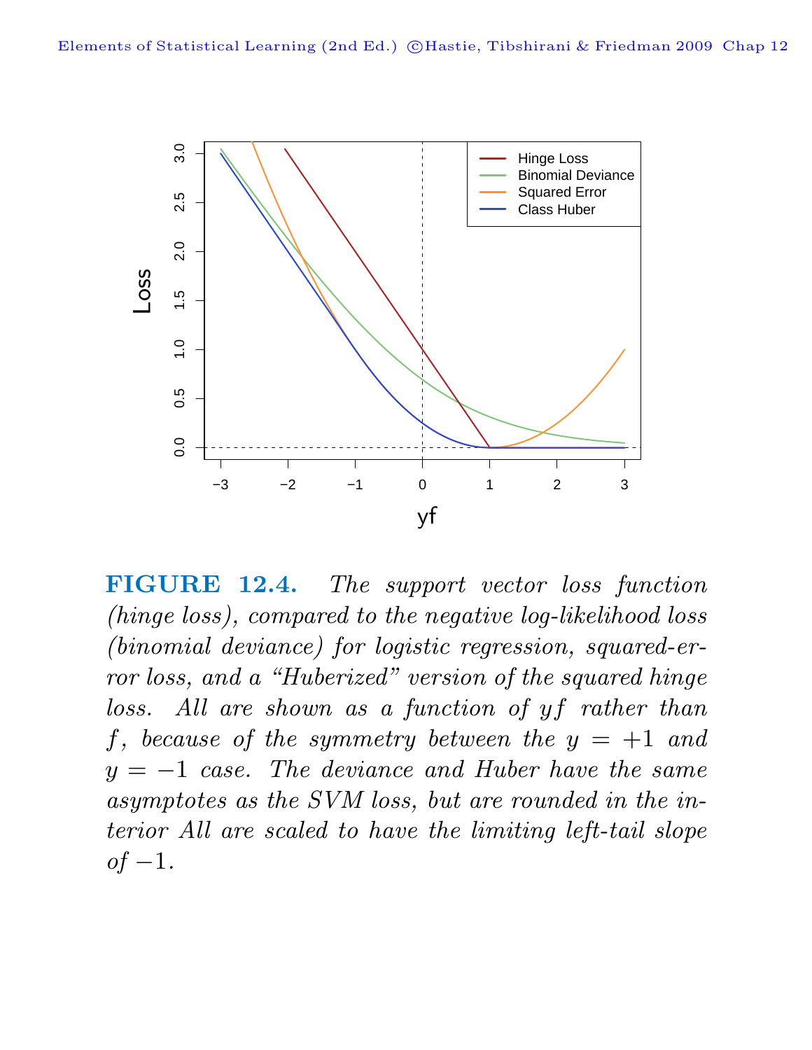**FIGURE 12.4.** *The support vector loss function (hinge loss), compared to the negative log-likelihood loss (binomial deviance) for logistic regression, squared-error loss, and a "Huberized" version of the squared hinge loss. All are shown as a function of $yf$ rather than $f$, because of the symmetry between the $y = +1$ and $y = -1$ case. The deviance and Huber have the same asymptotes as the SVM loss, but are rounded in the interior All are scaled to have the limiting left-tail slope of $-1$.*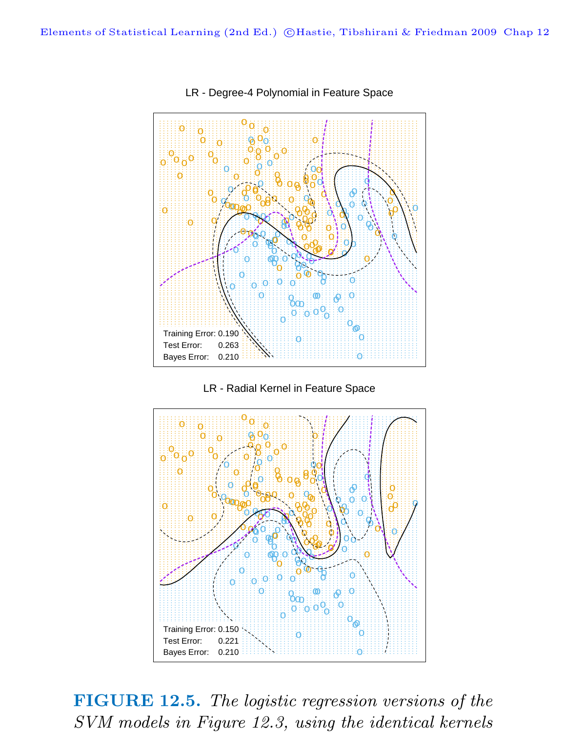**FIGURE 12.5.** *The logistic regression versions of the SVM models in Figure 12.3, using the identical kernels*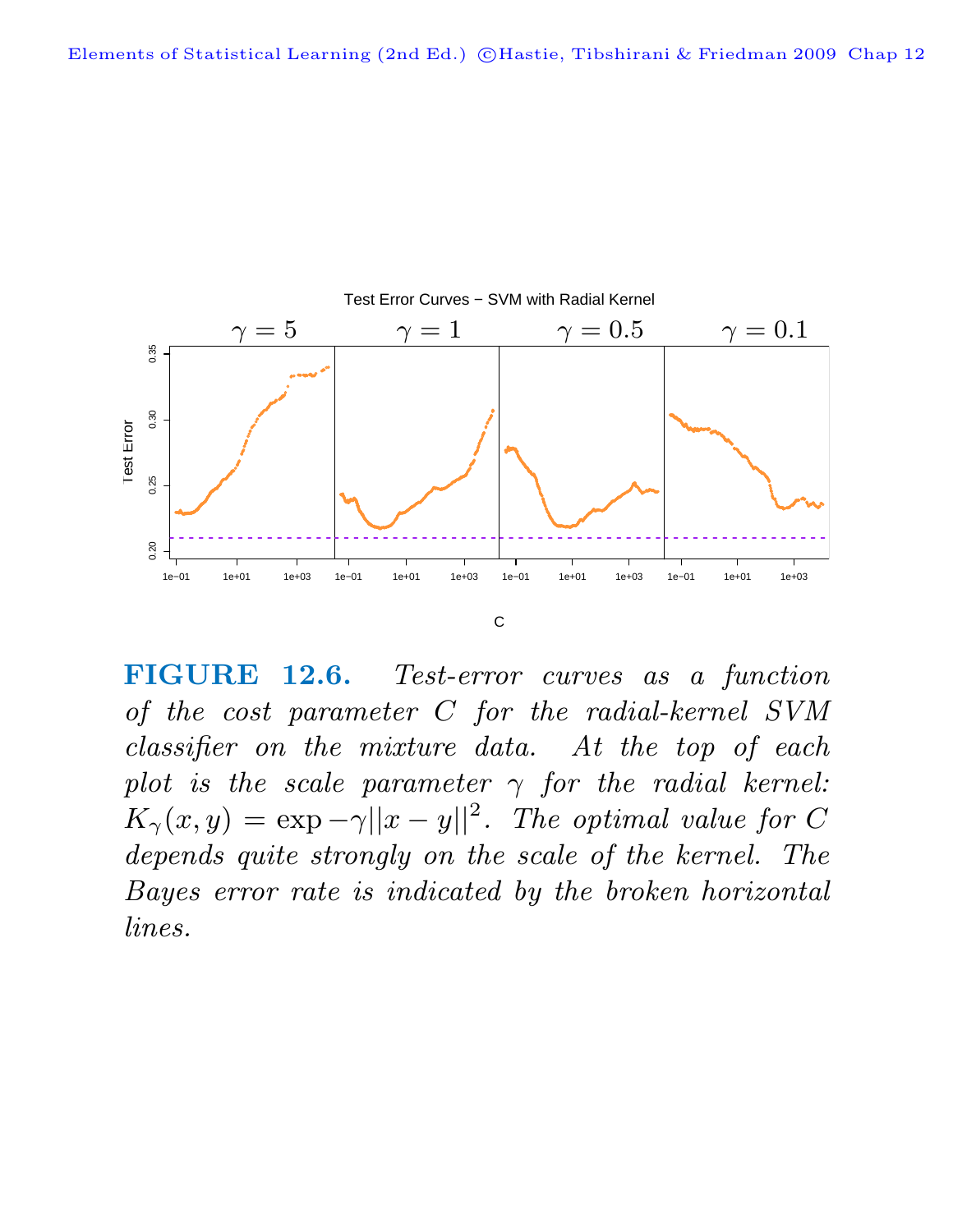**FIGURE 12.6.** *Test-error curves as a function of the cost parameter $C$ for the radial-kernel SVM classifier on the mixture data. At the top of each plot is the scale parameter $\gamma$ for the radial kernel: $K_\gamma(x, y) = \exp -\gamma||x - y||^2$. The optimal value for $C$ depends quite strongly on the scale of the kernel. The Bayes error rate is indicated by the broken horizontal lines.*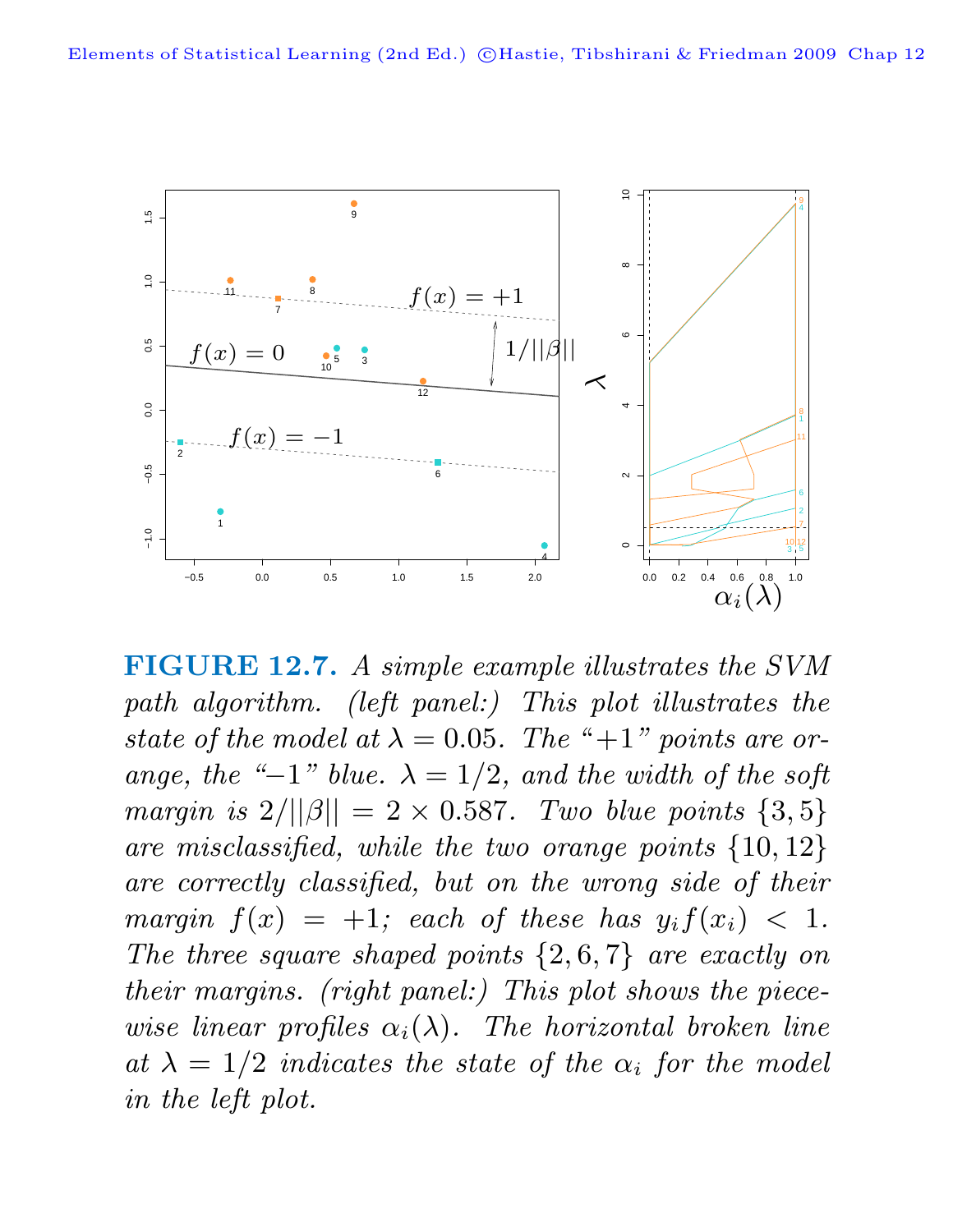**FIGURE 12.7.** *A simple example illustrates the SVM path algorithm. (left panel:) This plot illustrates the state of the model at $\lambda = 0.05$. The "+1" points are orange, the "−1" blue. $\lambda = 1/2$, and the width of the soft margin is $2/||\beta|| = 2 \times 0.587$. Two blue points $\{3, 5\}$ are misclassified, while the two orange points $\{10, 12\}$ are correctly classified, but on the wrong side of their margin $f(x) = +1$; each of these has $y_i f(x_i) < 1$. The three square shaped points $\{2, 6, 7\}$ are exactly on their margins. (right panel:) This plot shows the piecewise linear profiles $\alpha_i(\lambda)$. The horizontal broken line at $\lambda = 1/2$ indicates the state of the $\alpha_i$ for the model in the left plot.*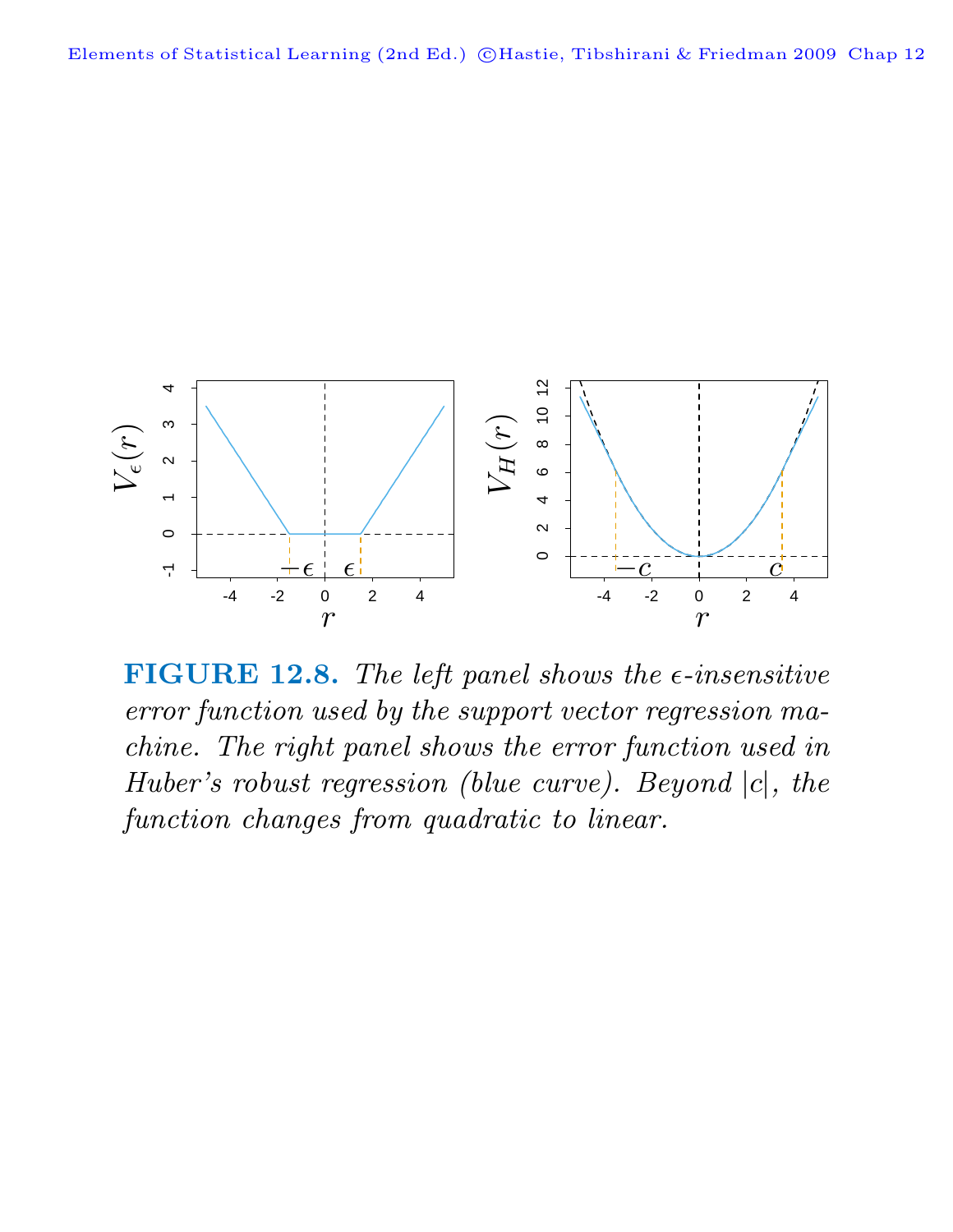**FIGURE 12.8.** *The left panel shows the $\epsilon$-insensitive error function used by the support vector regression machine. The right panel shows the error function used in Huber's robust regression (blue curve). Beyond $|c|$, the function changes from quadratic to linear.*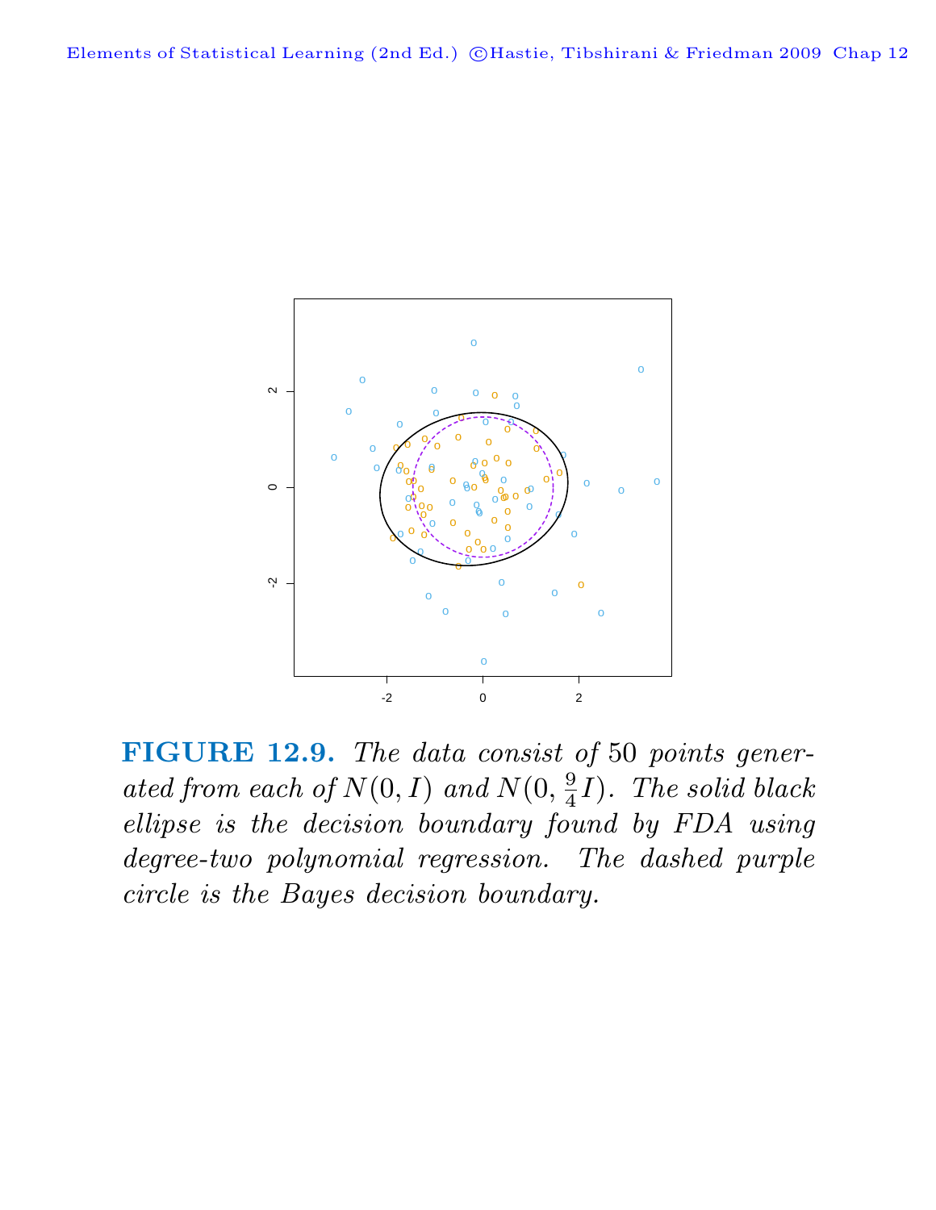**FIGURE 12.9.** *The data consist of 50 points generated from each of $N(0, I)$ and $N(0, \frac{9}{4}I)$. The solid black ellipse is the decision boundary found by FDA using degree-two polynomial regression. The dashed purple circle is the Bayes decision boundary.*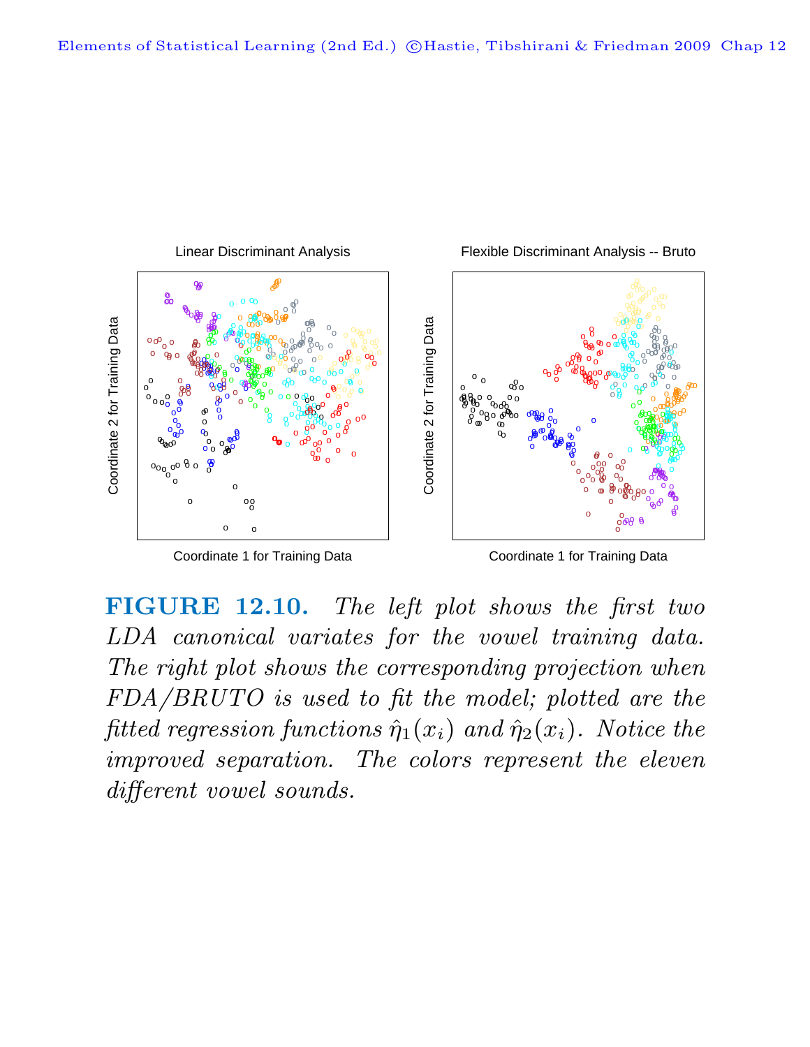**FIGURE 12.10.** *The left plot shows the first two LDA canonical variates for the vowel training data. The right plot shows the corresponding projection when FDA/BRUTO is used to fit the model; plotted are the fitted regression functions $\hat{\eta}_1(x_i)$ and $\hat{\eta}_2(x_i)$. Notice the improved separation. The colors represent the eleven different vowel sounds.*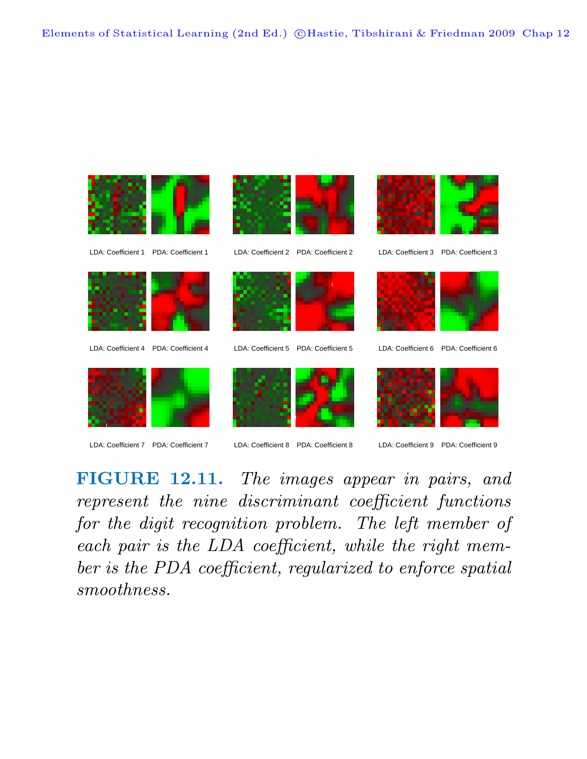LDA: Coefficient 1 PDA: Coefficient 1 LDA: Coefficient 2 PDA: Coefficient 2 LDA: Coefficient 3 PDA: Coefficient 3

LDA: Coefficient 4 PDA: Coefficient 4 LDA: Coefficient 5 PDA: Coefficient 5 LDA: Coefficient 6 PDA: Coefficient 6

LDA: Coefficient 7 PDA: Coefficient 7 LDA: Coefficient 8 PDA: Coefficient 8 LDA: Coefficient 9 PDA: Coefficient 9

**FIGURE 12.11.** *The images appear in pairs, and represent the nine discriminant coefficient functions for the digit recognition problem. The left member of each pair is the LDA coefficient, while the right member is the PDA coefficient, regularized to enforce spatial smoothness.*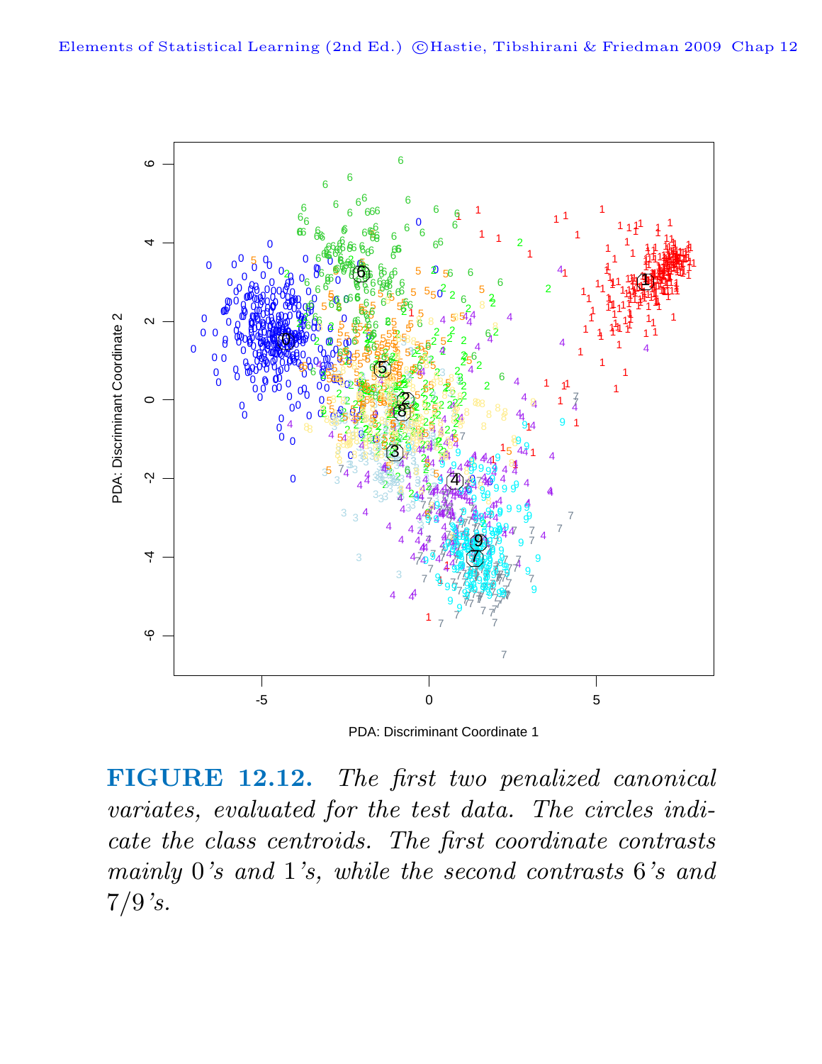**FIGURE 12.12.** *The first two penalized canonical variates, evaluated for the test data. The circles indicate the class centroids. The first coordinate contrasts mainly 0's and 1's, while the second contrasts 6's and 7/9's.*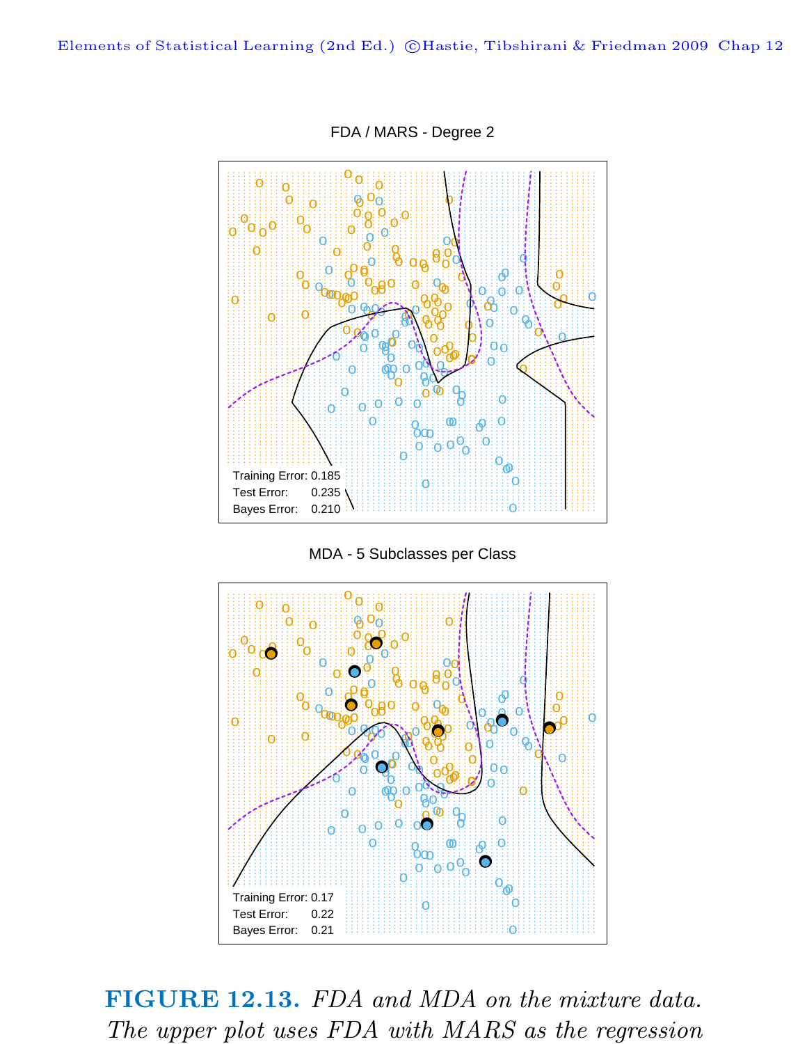FDA / MARS - Degree 2

Training Error: 0.185
Test Error: 0.235
Bayes Error: 0.210

MDA - 5 Subclasses per Class

Training Error: 0.17
Test Error: 0.22
Bayes Error: 0.21

**FIGURE 12.13.** *FDA and MDA on the mixture data. The upper plot uses FDA with MARS as the regression*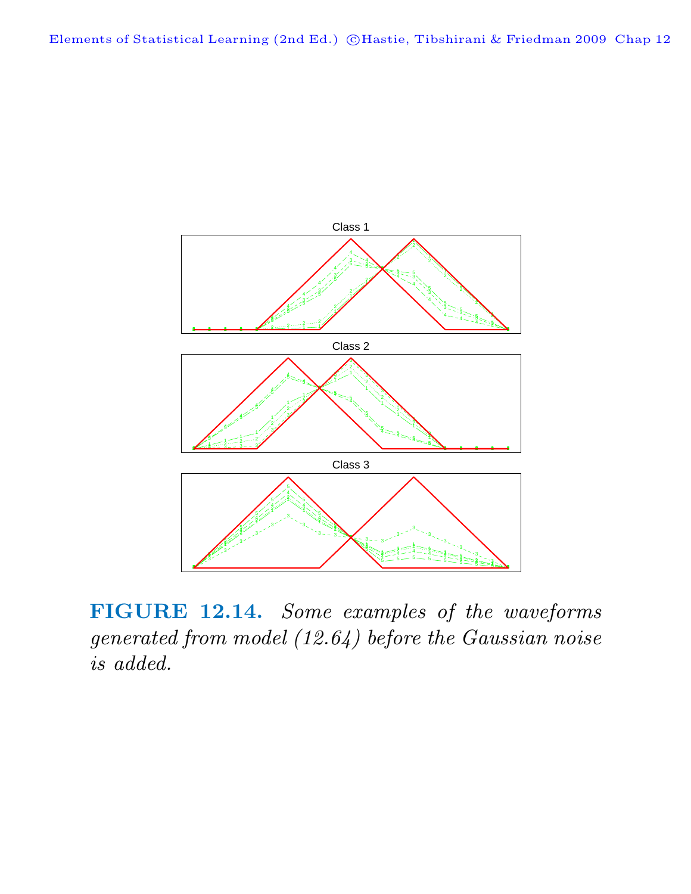**FIGURE 12.14.** *Some examples of the waveforms generated from model (12.64) before the Gaussian noise is added.*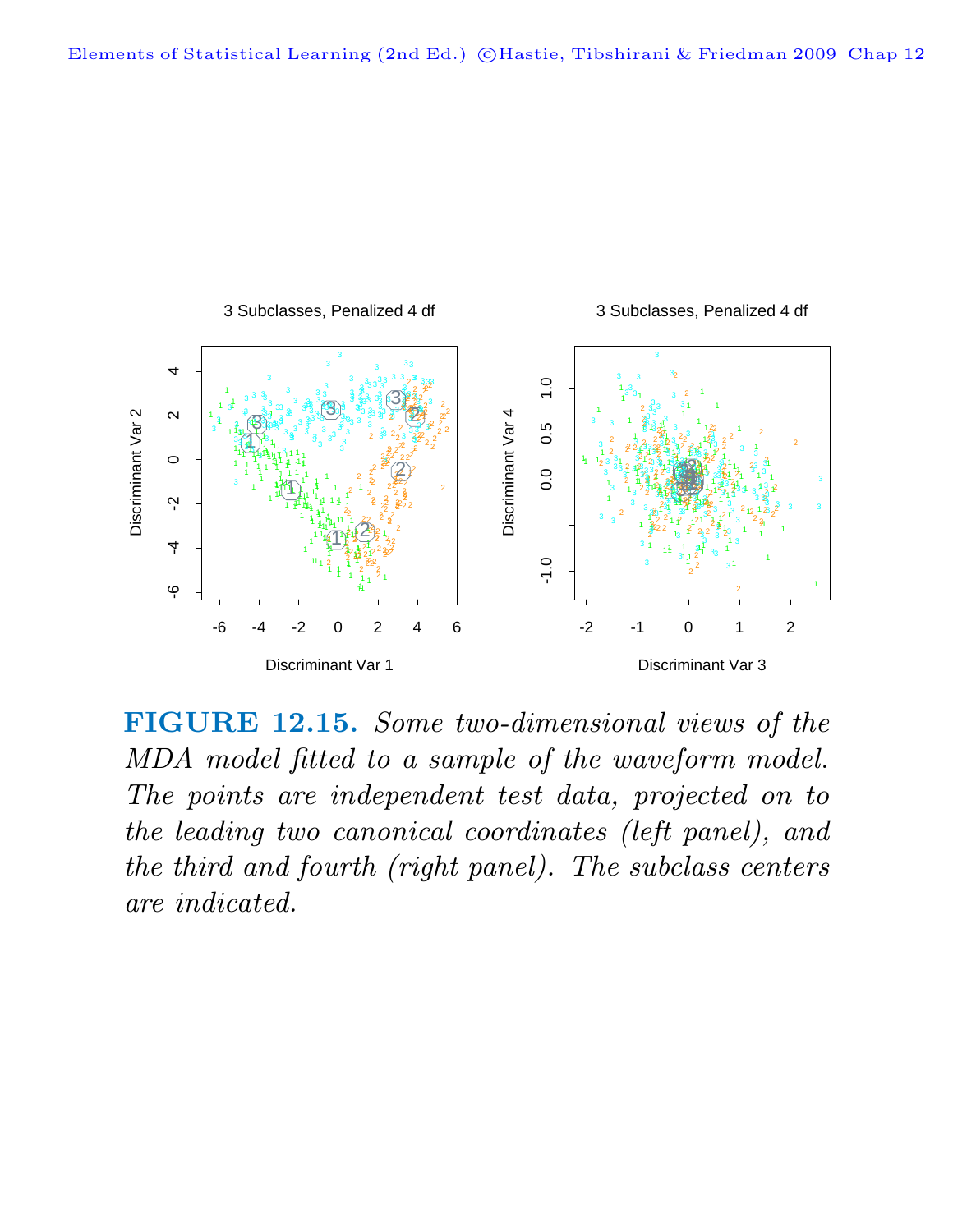3 Subclasses, Penalized 4 df

Discriminant Var 2

Discriminant Var 1

-6 -4 -2 0 2 4 6

4 2 0 -2 -4 -6

3 Subclasses, Penalized 4 df

Discriminant Var 4

Discriminant Var 3

-2 -1 0 1 2

1.0 0.5 0.0 -1.0

**FIGURE 12.15.** *Some two-dimensional views of the MDA model fitted to a sample of the waveform model. The points are independent test data, projected on to the leading two canonical coordinates (left panel), and the third and fourth (right panel). The subclass centers are indicated.*